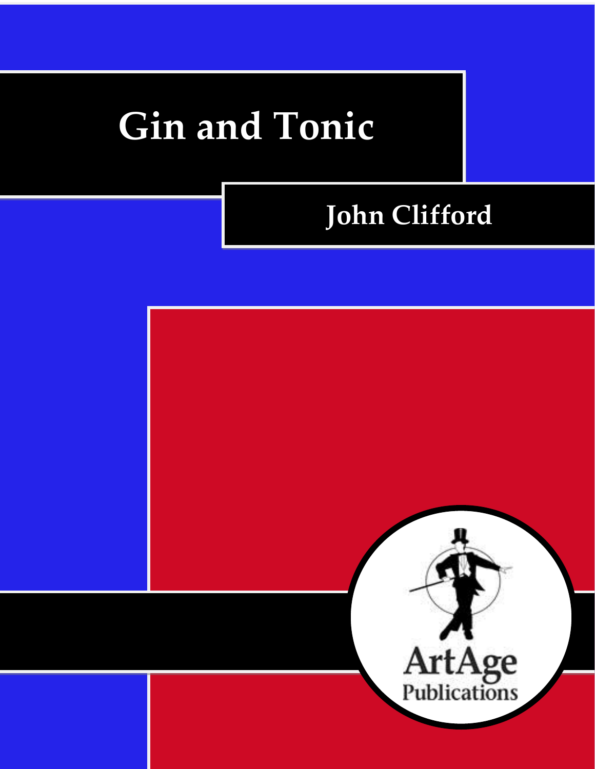# Gin and Tonic

## John Clifford

ArtAge Publications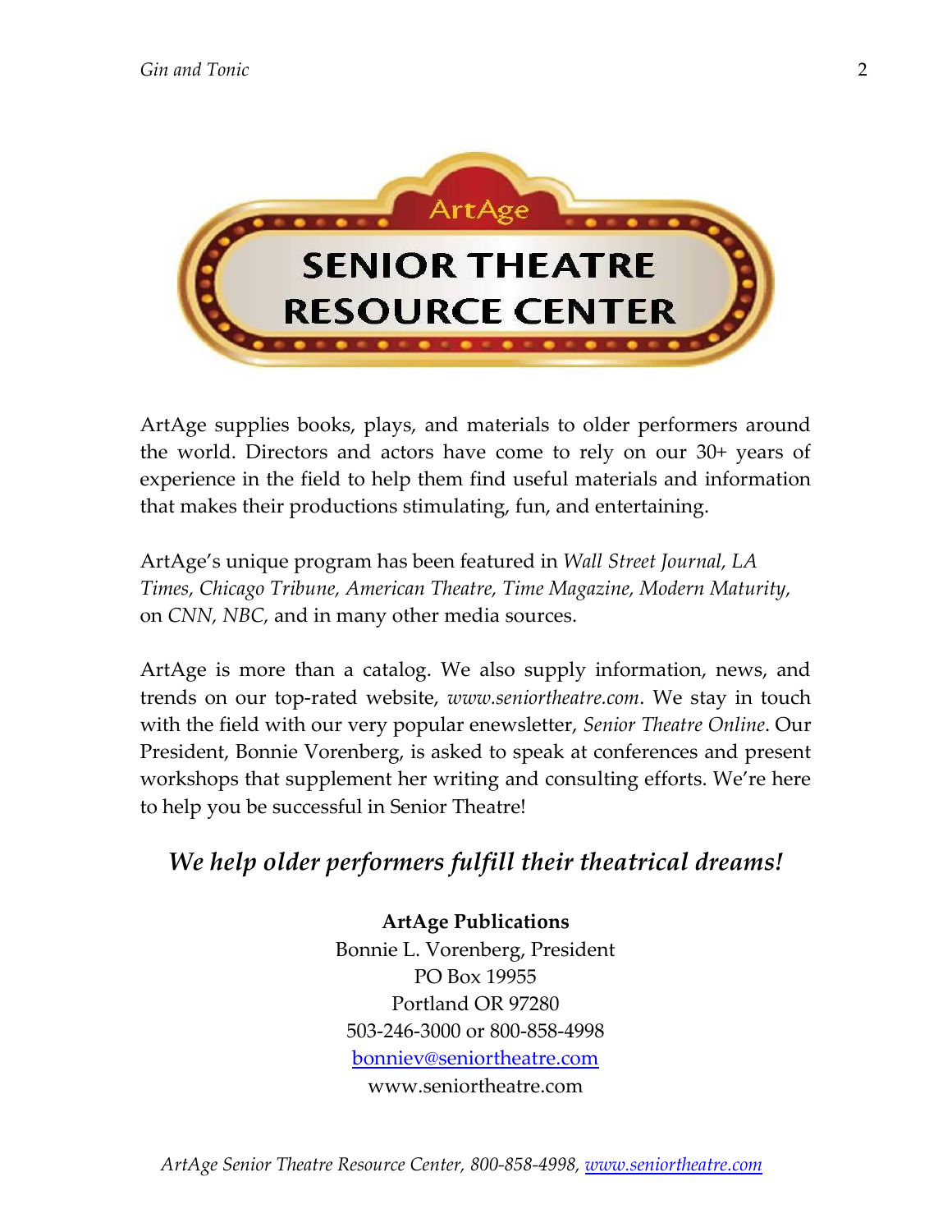ArtAge

# SENIOR THEATRE RESOURCE CENTER

ArtAge supplies books, plays, and materials to older performers around the world. Directors and actors have come to rely on our 30+ years of experience in the field to help them find useful materials and information that makes their productions stimulating, fun, and entertaining.

ArtAge's unique program has been featured in *Wall Street Journal, LA Times, Chicago Tribune, American Theatre, Time Magazine, Modern Maturity*, on *CNN, NBC*, and in many other media sources.

ArtAge is more than a catalog. We also supply information, news, and trends on our top-rated website, *www.seniortheatre.com*. We stay in touch with the field with our very popular enewsletter, *Senior Theatre Online*. Our President, Bonnie Vorenberg, is asked to speak at conferences and present workshops that supplement her writing and consulting efforts. We're here to help you be successful in Senior Theatre!

***We help older performers fulfill their theatrical dreams!***

**ArtAge Publications**
Bonnie L. Vorenberg, President
PO Box 19955
Portland OR 97280
503-246-3000 or 800-858-4998
bonniev@seniortheatre.com
www.seniortheatre.com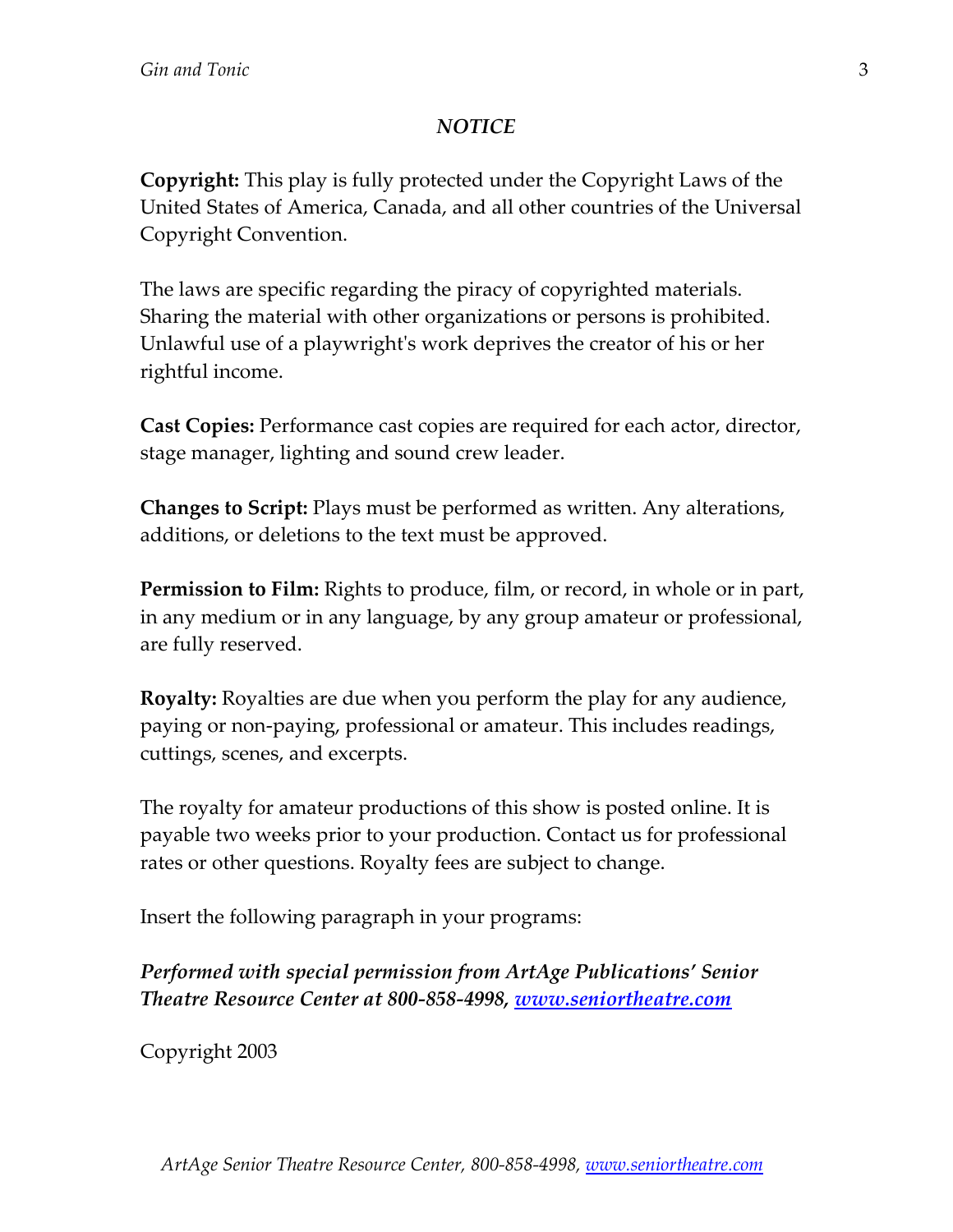## *NOTICE*

**Copyright:** This play is fully protected under the Copyright Laws of the United States of America, Canada, and all other countries of the Universal Copyright Convention.

The laws are specific regarding the piracy of copyrighted materials. Sharing the material with other organizations or persons is prohibited. Unlawful use of a playwright's work deprives the creator of his or her rightful income.

**Cast Copies:** Performance cast copies are required for each actor, director, stage manager, lighting and sound crew leader.

**Changes to Script:** Plays must be performed as written. Any alterations, additions, or deletions to the text must be approved.

**Permission to Film:** Rights to produce, film, or record, in whole or in part, in any medium or in any language, by any group amateur or professional, are fully reserved.

**Royalty:** Royalties are due when you perform the play for any audience, paying or non-paying, professional or amateur. This includes readings, cuttings, scenes, and excerpts.

The royalty for amateur productions of this show is posted online. It is payable two weeks prior to your production. Contact us for professional rates or other questions. Royalty fees are subject to change.

Insert the following paragraph in your programs:

***Performed with special permission from ArtAge Publications' Senior Theatre Resource Center at 800-858-4998, www.seniortheatre.com***

Copyright 2003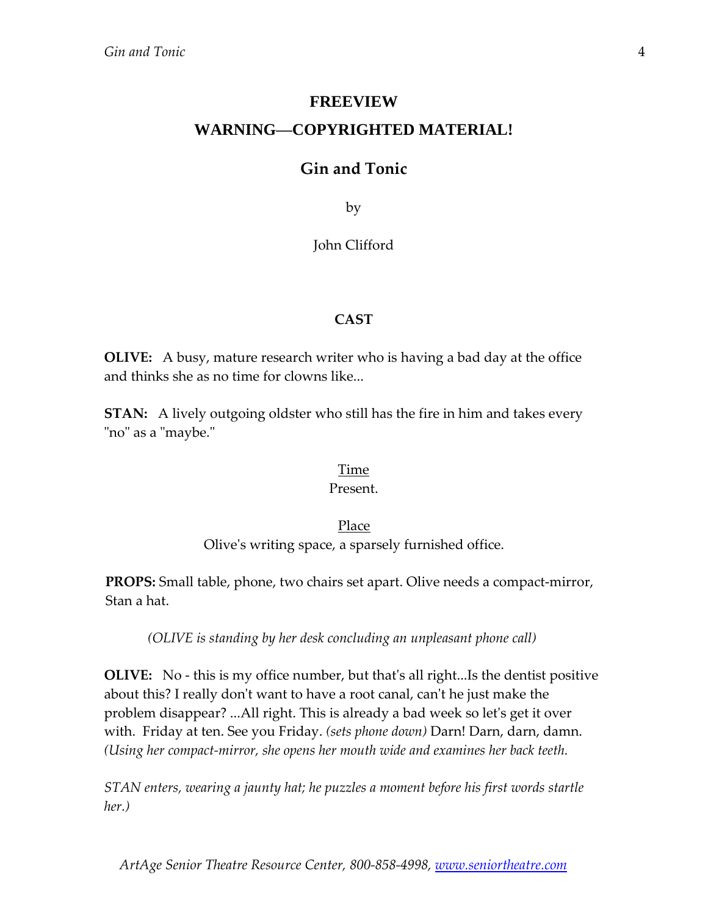**FREEVIEW**

**WARNING—COPYRIGHTED MATERIAL!**

## Gin and Tonic

by

John Clifford

**CAST**

**OLIVE:** A busy, mature research writer who is having a bad day at the office and thinks she as no time for clowns like...

**STAN:** A lively outgoing oldster who still has the fire in him and takes every "no" as a "maybe."

Time
Present.

Place
Olive's writing space, a sparsely furnished office.

**PROPS:** Small table, phone, two chairs set apart. Olive needs a compact-mirror, Stan a hat.

*(OLIVE is standing by her desk concluding an unpleasant phone call)*

**OLIVE:** No - this is my office number, but that's all right...Is the dentist positive about this? I really don't want to have a root canal, can't he just make the problem disappear? ...All right. This is already a bad week so let's get it over with. Friday at ten. See you Friday. *(sets phone down)* Darn! Darn, darn, damn. *(Using her compact-mirror, she opens her mouth wide and examines her back teeth.*

*STAN enters, wearing a jaunty hat; he puzzles a moment before his first words startle her.)*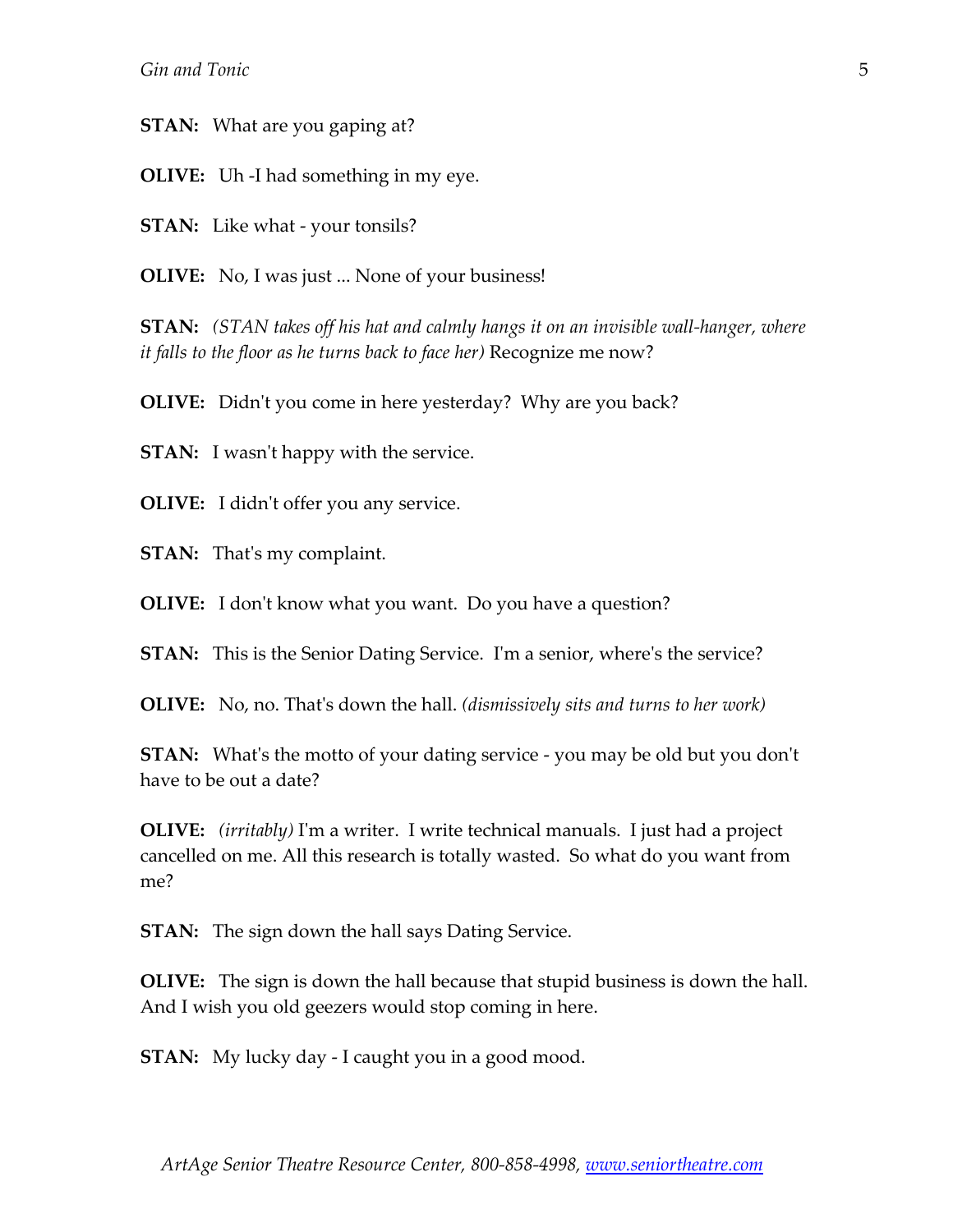**STAN:** What are you gaping at?

**OLIVE:** Uh -I had something in my eye.

**STAN:** Like what - your tonsils?

**OLIVE:** No, I was just ... None of your business!

**STAN:** *(STAN takes off his hat and calmly hangs it on an invisible wall-hanger, where it falls to the floor as he turns back to face her)* Recognize me now?

**OLIVE:** Didn't you come in here yesterday? Why are you back?

**STAN:** I wasn't happy with the service.

**OLIVE:** I didn't offer you any service.

**STAN:** That's my complaint.

**OLIVE:** I don't know what you want. Do you have a question?

**STAN:** This is the Senior Dating Service. I'm a senior, where's the service?

**OLIVE:** No, no. That's down the hall. *(dismissively sits and turns to her work)*

**STAN:** What's the motto of your dating service - you may be old but you don't have to be out a date?

**OLIVE:** *(irritably)* I'm a writer. I write technical manuals. I just had a project cancelled on me. All this research is totally wasted. So what do you want from me?

**STAN:** The sign down the hall says Dating Service.

**OLIVE:** The sign is down the hall because that stupid business is down the hall. And I wish you old geezers would stop coming in here.

**STAN:** My lucky day - I caught you in a good mood.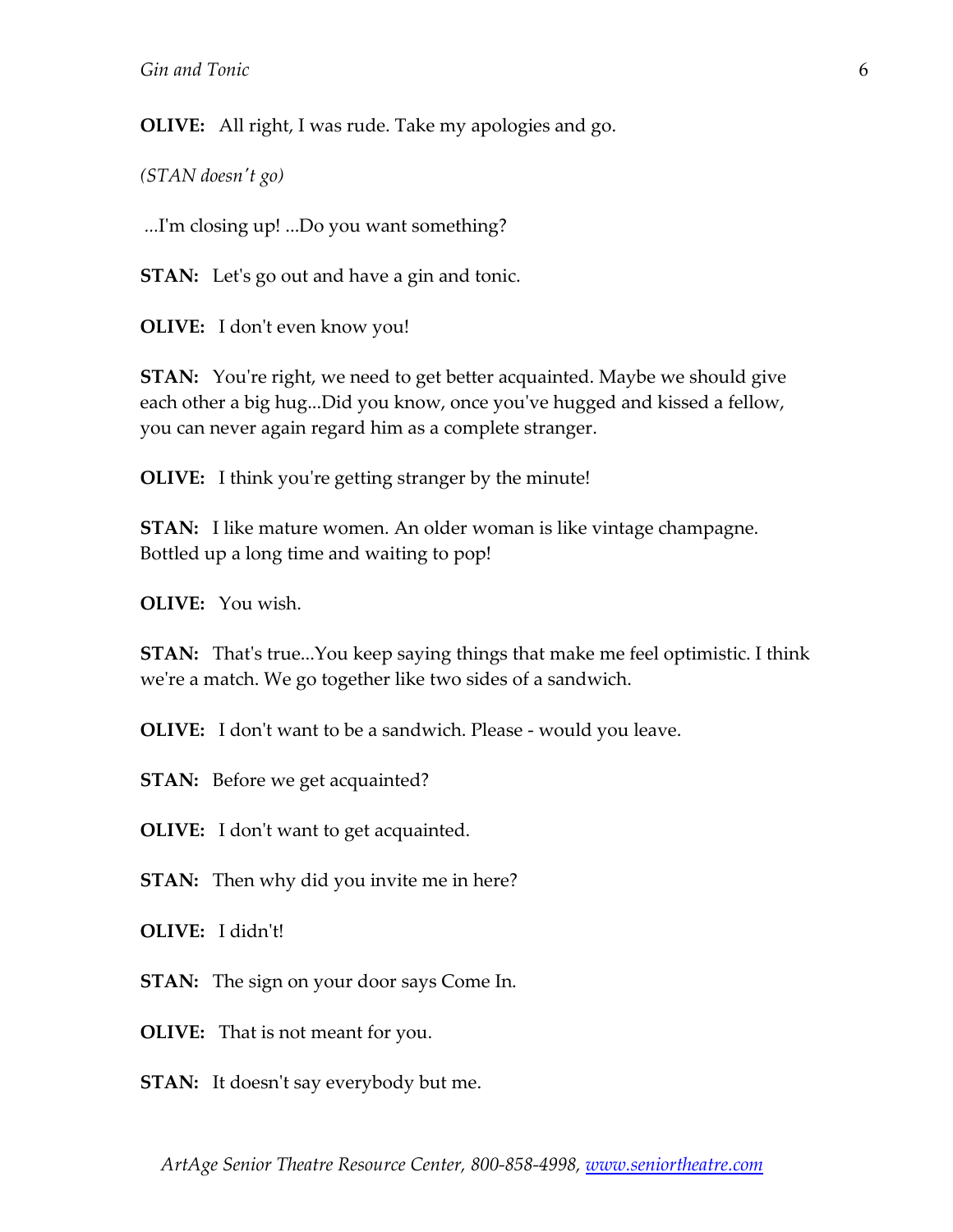**OLIVE:** All right, I was rude. Take my apologies and go.

*(STAN doesn't go)*

...I'm closing up! ...Do you want something?

**STAN:** Let's go out and have a gin and tonic.

**OLIVE:** I don't even know you!

**STAN:** You're right, we need to get better acquainted. Maybe we should give each other a big hug...Did you know, once you've hugged and kissed a fellow, you can never again regard him as a complete stranger.

**OLIVE:** I think you're getting stranger by the minute!

**STAN:** I like mature women. An older woman is like vintage champagne. Bottled up a long time and waiting to pop!

**OLIVE:** You wish.

**STAN:** That's true...You keep saying things that make me feel optimistic. I think we're a match. We go together like two sides of a sandwich.

**OLIVE:** I don't want to be a sandwich. Please - would you leave.

**STAN:** Before we get acquainted?

**OLIVE:** I don't want to get acquainted.

**STAN:** Then why did you invite me in here?

**OLIVE:** I didn't!

**STAN:** The sign on your door says Come In.

**OLIVE:** That is not meant for you.

**STAN:** It doesn't say everybody but me.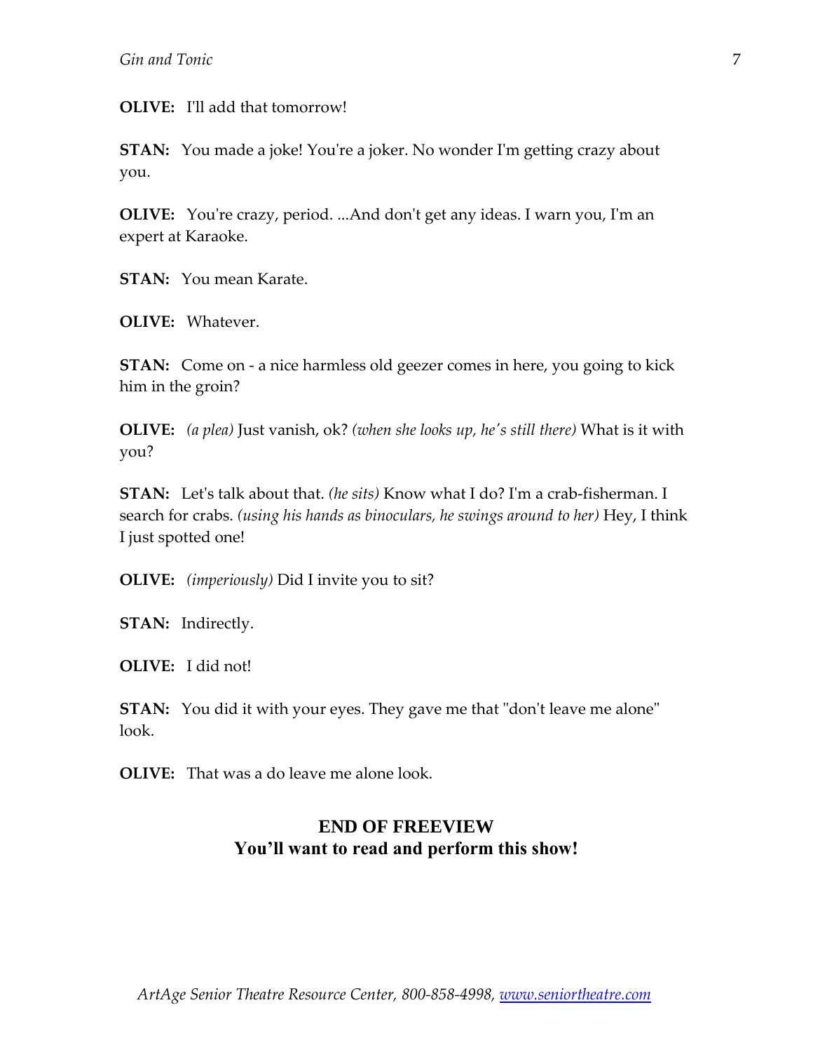**OLIVE:** I'll add that tomorrow!

**STAN:** You made a joke! You're a joker. No wonder I'm getting crazy about you.

**OLIVE:** You're crazy, period. ...And don't get any ideas. I warn you, I'm an expert at Karaoke.

**STAN:** You mean Karate.

**OLIVE:** Whatever.

**STAN:** Come on - a nice harmless old geezer comes in here, you going to kick him in the groin?

**OLIVE:** *(a plea)* Just vanish, ok? *(when she looks up, he's still there)* What is it with you?

**STAN:** Let's talk about that. *(he sits)* Know what I do? I'm a crab-fisherman. I search for crabs. *(using his hands as binoculars, he swings around to her)* Hey, I think I just spotted one!

**OLIVE:** *(imperiously)* Did I invite you to sit?

**STAN:** Indirectly.

**OLIVE:** I did not!

**STAN:** You did it with your eyes. They gave me that "don't leave me alone" look.

**OLIVE:** That was a do leave me alone look.

**END OF FREEVIEW**
**You'll want to read and perform this show!**